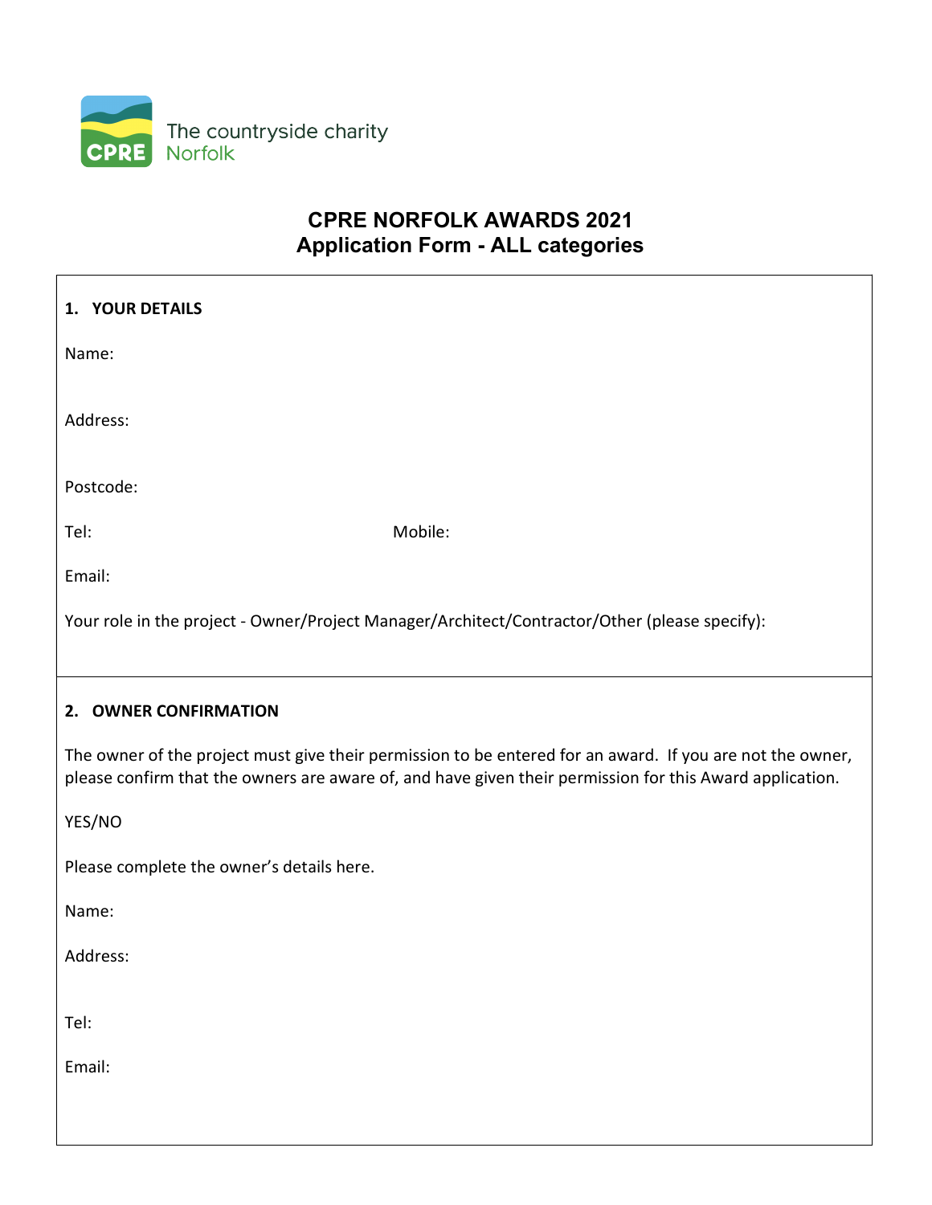The countryside charity
Norfolk

# CPRE NORFOLK AWARDS 2021
## Application Form - ALL categories

### 1. YOUR DETAILS

Name:

Address:

Postcode:

Tel: Mobile:

Email:

Your role in the project - Owner/Project Manager/Architect/Contractor/Other (please specify):

### 2. OWNER CONFIRMATION

The owner of the project must give their permission to be entered for an award. If you are not the owner, please confirm that the owners are aware of, and have given their permission for this Award application.

YES/NO

Please complete the owner's details here.

Name:

Address:

Tel:

Email: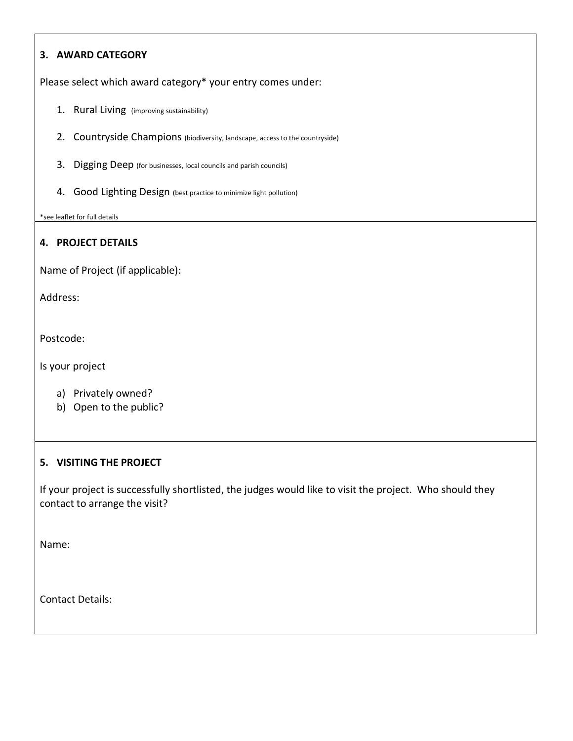## 3. AWARD CATEGORY

Please select which award category* your entry comes under:

1. Rural Living (improving sustainability)
2. Countryside Champions (biodiversity, landscape, access to the countryside)
3. Digging Deep (for businesses, local councils and parish councils)
4. Good Lighting Design (best practice to minimize light pollution)

*see leaflet for full details

## 4. PROJECT DETAILS

Name of Project (if applicable):

Address:

Postcode:

Is your project

a) Privately owned?
b) Open to the public?

## 5. VISITING THE PROJECT

If your project is successfully shortlisted, the judges would like to visit the project. Who should they contact to arrange the visit?

Name:

Contact Details: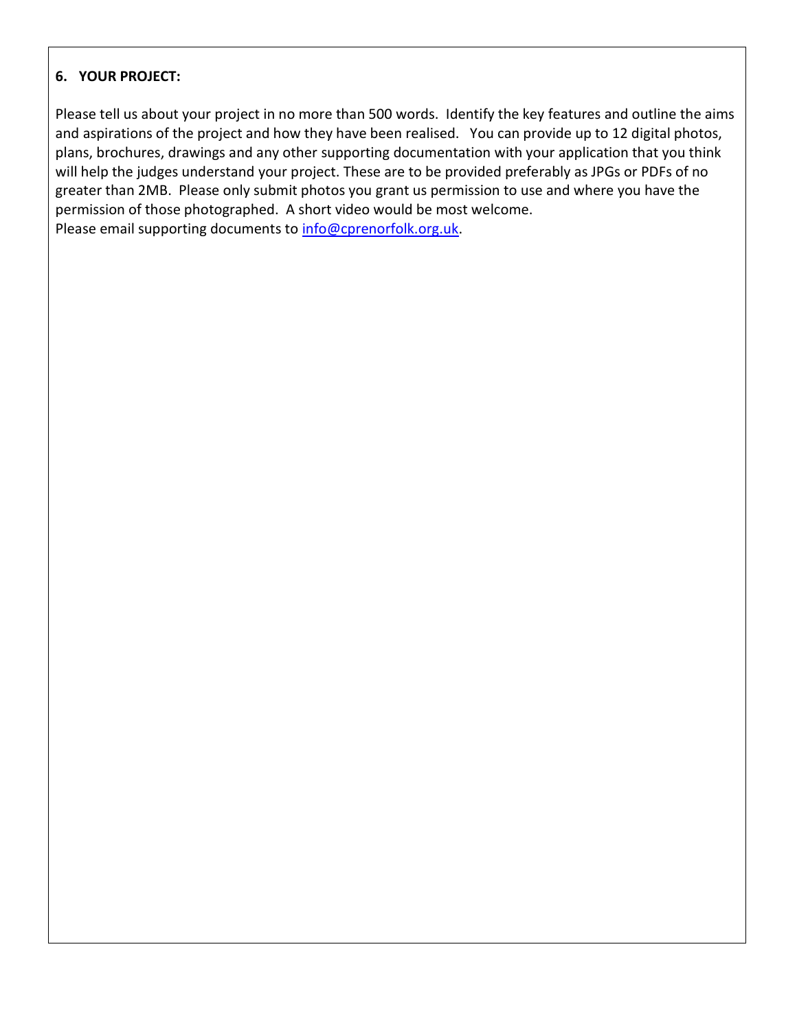**6. YOUR PROJECT:**

Please tell us about your project in no more than 500 words. Identify the key features and outline the aims and aspirations of the project and how they have been realised. You can provide up to 12 digital photos, plans, brochures, drawings and any other supporting documentation with your application that you think will help the judges understand your project. These are to be provided preferably as JPGs or PDFs of no greater than 2MB. Please only submit photos you grant us permission to use and where you have the permission of those photographed. A short video would be most welcome.
Please email supporting documents to info@cprenorfolk.org.uk.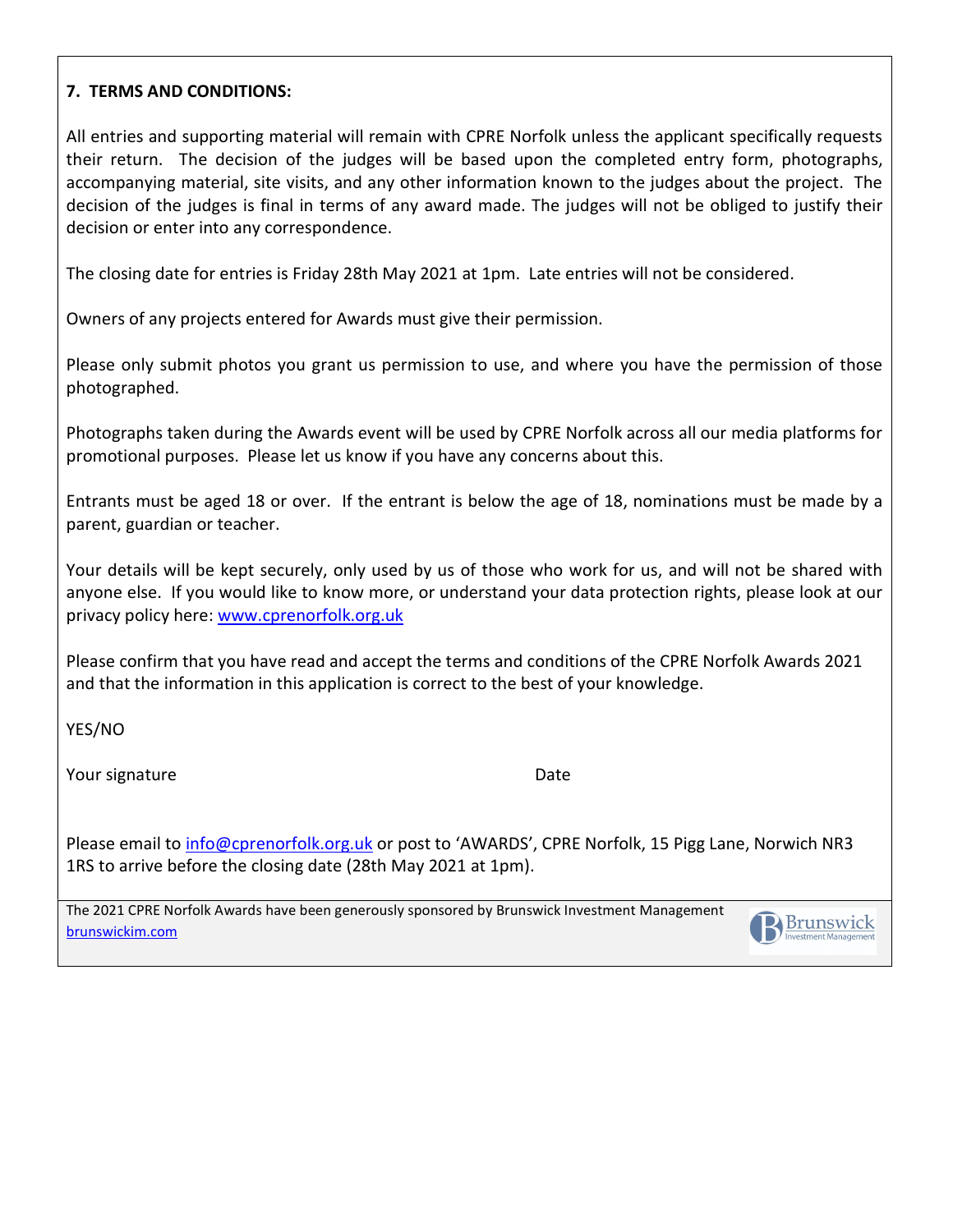**7. TERMS AND CONDITIONS:**

All entries and supporting material will remain with CPRE Norfolk unless the applicant specifically requests their return. The decision of the judges will be based upon the completed entry form, photographs, accompanying material, site visits, and any other information known to the judges about the project. The decision of the judges is final in terms of any award made. The judges will not be obliged to justify their decision or enter into any correspondence.

The closing date for entries is Friday 28th May 2021 at 1pm. Late entries will not be considered.

Owners of any projects entered for Awards must give their permission.

Please only submit photos you grant us permission to use, and where you have the permission of those photographed.

Photographs taken during the Awards event will be used by CPRE Norfolk across all our media platforms for promotional purposes. Please let us know if you have any concerns about this.

Entrants must be aged 18 or over. If the entrant is below the age of 18, nominations must be made by a parent, guardian or teacher.

Your details will be kept securely, only used by us of those who work for us, and will not be shared with anyone else. If you would like to know more, or understand your data protection rights, please look at our privacy policy here: [www.cprenorfolk.org.uk](http://www.cprenorfolk.org.uk)

Please confirm that you have read and accept the terms and conditions of the CPRE Norfolk Awards 2021 and that the information in this application is correct to the best of your knowledge.

YES/NO

Your signature Date

Please email to [info@cprenorfolk.org.uk](mailto:info@cprenorfolk.org.uk) or post to 'AWARDS', CPRE Norfolk, 15 Pigg Lane, Norwich NR3 1RS to arrive before the closing date (28th May 2021 at 1pm).

The 2021 CPRE Norfolk Awards have been generously sponsored by Brunswick Investment Management [brunswickim.com](http://brunswickim.com)

Brunswick Investment Management